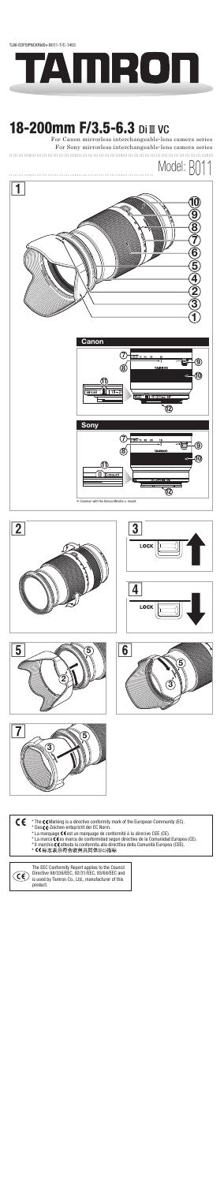TLM-EOFSIPNCK/NeEx-B011-T/C-1403

# TAMRON

## 18-200mm F/3.5-6.3 Di III VC

For Canon mirrorless interchangeable-lens camera series
For Sony mirrorless interchangeable-lens camera series

Model: B011

**1**

**Canon**

**Sony**

* Common with the Konica Minolta α mount

**2**

**3**

LOCK

**4**

LOCK

**5**

**6**

**7**

* The CE Marking is a directive conformity mark of the European Community (EC).
* Das CE-Zeichen entspricht der EC Norm.
* La marquage CE est un marquage de conformité à la directive CEE (CE).
* La marca CE es marca de conformidad según directiva de la Comunidad Europea (CE).
* Il marchio CE attesta la conformità alla direttiva della Comunità Europea (CEE).
* CE标志表示符合欧洲共同体(EC)指标

The EEC Conformity Report applies to the Council Directive 98/336/EEC, 92/31/EEC, 93/68/EEC and is used by Tamron Co., Ltd., manufacturer of this product.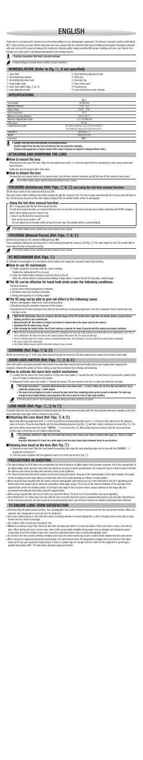# ENGLISH

Thank you for purchasing the Tamron lens as the latest addition to your photographic equipment. This Owner's manual is used for both Model B011 Canon and Sony mount. Before using your new lens, please read the contents of this Owner's Manual thoroughly to familiarize yourself with your lens and the proper techniques for creating the highest quality images possible. With proper handling and care, your Tamron lens will give you many years of photographing beautiful and exciting pictures.

- **Explains precautions that help to prevent problems.**
- Explains things you should know in addition to basic operations.

## NOMENCLATURE (Refer to Fig. [1], if not specified)

① Lens hood
② Hood attaching indicator
③ Hood attaching index mark
④ Focal length scale
⑤ Zoom lock switch (Figs. [3] & [4])
⑥ Lens attachment mark
⑦ Hood attaching alignment mark
⑧ Filter ring
⑨ Zooming ring
⑩ Zoom index mark
⑪ Focusing ring
⑫ Lens mount/Lens mount contacts

## SPECIFICATIONS

| | B011 |
|---|---|
| Focal Length | 18-200 mm |
| Maximum Aperture | F/3.5 ~ 6.3 |
| Angle of View | 75°33' ~ 7°59' |
| Lens Construction | 16/13 |
| Minimum Focusing Distance | 0.5 m (19.7") |
| Maximum Magnification Ratio | 1:3.7 (at 200 mm) |
| Filter Size ø | 62 mm |
| Length/Overall Length | For Canon: 96.7mm (3.8")/ 97.6 mm (4.0")<br>For Sony: 96.2mm (3.8")/ 102.8 mm (4.0") |
| Diameter | ø 75 mm (2.9") |
| Weight | 400 g (14.2 oz) |
| Lens Hood | HB011 |

- **Length: From the lens front extremity to the mount surface.**
  **Overall length: From the lens front extremity to the rear projection extremity.**
  **Features and appearance of lenses listed in this owner's manual are subject to change without notice.**

## ATTACHING AND REMOVING THE LENS

### How to mount the lens

Removing the rear cap of the lens. Align the Lens attachment mark ⑥ on the lens barrel with its counterpart on the camera mount and insert the lens.
Rotate the lens clockwise until it click-locks.

### How to detach the lens

Pressing the lens release button on the camera down, turn the lens counter-clockwise, and lift the lens off the camera's lens mount.

- For further details, please read the instruction manual of your camera.

## FOCUSING (Autofocus) (Ref. Figs. [1] & [2] and using the full-time manual function

Set the focus mode on the camera to Auto focus (AF).
Press the shutter button halfway down while viewing through the camera's LCD. The lens focuses automatically. An in-focus mark will light on the LCD when lens focuses on the main subject properly. Press the shutter button further to photograph.

### – Using the full-time manual function –

B011 is equipped with the full-time manual function.
The full-time manual function is a function that the focus can be fine-tuned by the manual focus without switching the AF/MF changing switch when taking a picture of auto focus.
- How to use the full-time manual function
First, set the focus mode to "MF".
You can adjust focus manually while turning the focus ring in the shutter button is pressed lightly.

- For further details, please read the instruction manual of your camera.

## FOCUSING (Manual Focus) (Ref. Figs. [1] & [2])

Set the focus mode on the camera to Manual focus (MF).
Focus manually rotating the focusing ring ⑪ while viewing through the camera's LCD (Fig. [2]).The main subject in the LCD monitor will be sharp when the lens is focused correctly.

- For further details, please read the instruction manual of your camera.

## VC MECHANISM (Ref. Fig. [1])

VC (Vibration Compensation) is a mechanism which reduces the image blur caused by hand-held shooting.

### How to use VC mechanism

1) Enable image blur correction with the camera settings.
   Disable the setting when VC is not used.
2) Press the shutter button halfway to verify the effect of the VC.
   When the shutter button is pressed down halfway, it takes about 1 second for the VC to provide a stable image.

### The VC can be effective for hand-held shots under the following conditions.

- Dimly lit locations
- Scenes where flash photography is forbidden
- Situations where your footing is uncertain
- Taking panning shots of a moving subject

### The VC may not be able to give full effect in the following cases:

- When the photograph is taken from a fast moving vehicle
- Shooting during the excessive movement of the camera
- Deactivate the VC when taking pictures with the bulb setting or during long exposures. If the VC is activated, the VC mechanism may introduce errors.

- **With the VC mechanism, there are occasions that the image in the LCD monitor blurs right after the shutter button is pressed down halfway, but this is not a malfunction.**
- **When using the VC, the number of images recordable is reduced due to the power used by the camera.**
- **Deactivate the VC when using a tripod.**
- **After releasing the shutter button, the VC will continue to operate for about 2 seconds until the locking mechanism activates.**

- When the lens is removed from the camera entirely is activating, the lens may make clicking sound when the lens is subjected to a jolt. This is not a malfunction. Re-attach the lens to the camera and turn the power ON. The sound should stop.
- The VC activates while the "release" button is pushed halfway down. (It is activated 2 seconds after the shutter button is released)
- VC can be used in AF or MF mode.
- For further details, please read the instruction manual of your camera.

## ZOOMING (Ref. Figs. [1] & [2])

Rotate the zooming ring ⑨ of the lens while viewing through the camera's LCD and compose your image at the chosen focal length.

## ZOOM LOCK SWITCH (Ref. Figs. [1], [3] & [4])

Zoom lock switch mechanism prevents lens barrels from extending toward long focal length by their own weight while hanging from shoulders. Activate the switch at 18mm setting to stop the lens barrels from rotating and extending.

### How to activate the zoom lock switch mechanism

1) Locking: Set the lens to the 18mm position. Lift the zoom lock switch ⑤ toward the lens. The lens barrel is now locked in position and does not rotate or extend by its own weight.
2) Releasing: Pull the zoom lock switch ⑤ toward the camera. The lens barrel is now free to rotate and extend for zooming.

- **The zoom lock switch ⑤ cannot be lifted unless the zoom index mark ⑩ is set to 18mm. Do not force the lock switch or try to rotate the zooming ring ⑨ while locked.**
- **The zoom lock mechanism is made to prevent the lens barrel from extending while carried around on shoulder. The lens may change its focal length during a long exposure if the lens is used in a low or high angle position.**

- The lens can be used at 18mm setting for picture-taking even when locked by the switch.

## LENS HOOD (Ref. Figs. [1], [5] to [7])

A bayonet-type lens hood is provided as standard equipment. We recommend shooting with the hood attached whenever possible as the lens hood eliminates stray light, which is harmful to the picture.

### Attaching the Lens Hood (Ref. Figs. [5] & [6])

Align Hood attaching alignment mark ⑦ on the hood with the corresponding index mark ③ or the top of the index line of the distance scale on the lens. Press the hood lightly onto the hood attaching bayonet ring (Fig. [5]) and then rotate it clockwise to secure (Fig. [6]). The lens hood will be secure when the mark "TAMRON ○" is at the top (Fig. [6]). When attaching the lens hood, hold the focus and zoom control rings so that they are not rotated unintentionally.

- **Fry particular attention to align the hood attaching indexes when using zoom lenses including wide-angle (i.e., 35mm or wider) settings.**
  **Improper attachment of a hood on a wide-angle lens zoom lens may cause large shadowed areas in your pictures.**

### Stowing lens hood on the lens (Ref. Fig. [7])

1) Reverse the lens hood. Point the lens toward the opening, then align the hood attaching index on the lens with the (TAMRON ○) alignment on the hood ⑦.
2) Turn the hood clockwise until the alignment mark (●) is at the top to set it (Fig. [7]).

## PRECAUTIONS IN SHOOTING

- The optical design for Di III takes into consideration the various features of digital single reflex cameras. However, due to the configuration of the digital single reflex cameras, even when the autofocus accuracy is within specifications, the focal point may be a little forward or behind the optimum point when shooting with autofocus under some conditions.
- The Tamron lenses described here employ an internal focusing (IF) system. Because of the characteristics of this optical design, the angles of view at distances other than infinity are wider than that of the lenses applying an ordinary focusing system.
- When using the flash supplied with the camera, adverse photographic phenomena such as corner illumination fall-off or vignetting at the bottom part of the image may be observed, especially in wide angle ranges. This is due to the inherent limitation of the coverage of the supplied flash, and/or the relative position of the flash to the edge of the lens barrel which causes shadows on the image. We also recommend removing the hood when using the supplied flash.
- When using a special filter such as a PL filter, use two profile filters. The thick rim of a normal filter may cause vignetting.
- Since Model B011 for Canon does not work with the lens correction functions (such as peripheral illumination and chromatic aberration) on Canon mirrorless cameras, the lens cannot be corrected properly even if you set these functions to activate. Deactivate these functions.

## TO ENSURE LONG-TERM SATISFACTION

- Avoid touching the glass element surface. Use a photographic lens cloth or blower to remove dust from the lens element surface. When not using the lens, always place a lens cap on it for protection.
- Use a lens cleaning tissue or lint cloth with a drop of cleaning solution to remove fingerprints or dirt on the glass lens surface with a rotary motion from the center to the edge.
- Use a silicon cloth to clean your lens barrel only.
- Mildew is an enemy of your lens. Clean the lens after shooting near water or in any humid place. Store your lens in a clean, cool and dry place. When storing the lens in a lens case, store it with commercially available drying agent such as silicagel, and change the agent occasionally. If you find mildew on your lens, consult an authorized repair shop or nearby photographic store.
- Do not touch the lens camera interface contacts since dust, dirt and/or stains may cause a contact failure between the lens and camera.
- When using your equipment (camera(s) and lens(es)) in an environment where the temperature changes from one extreme to the other, make sure to put your equipment temporarily in a case or a plastic bag for a length of time in order for the equipment to go through a gradual temperature shift. This will reduce potential equipment trouble.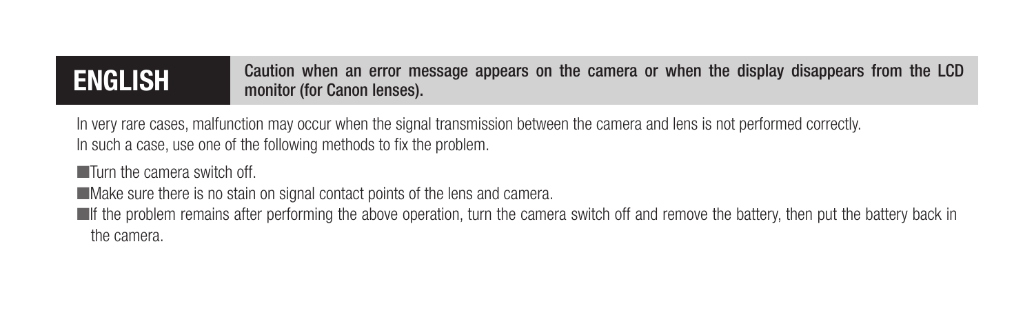## ENGLISH

**Caution when an error message appears on the camera or when the display disappears from the LCD monitor (for Canon lenses).**

In very rare cases, malfunction may occur when the signal transmission between the camera and lens is not performed correctly.
In such a case, use one of the following methods to fix the problem.

■Turn the camera switch off.

■Make sure there is no stain on signal contact points of the lens and camera.

■If the problem remains after performing the above operation, turn the camera switch off and remove the battery, then put the battery back in the camera.